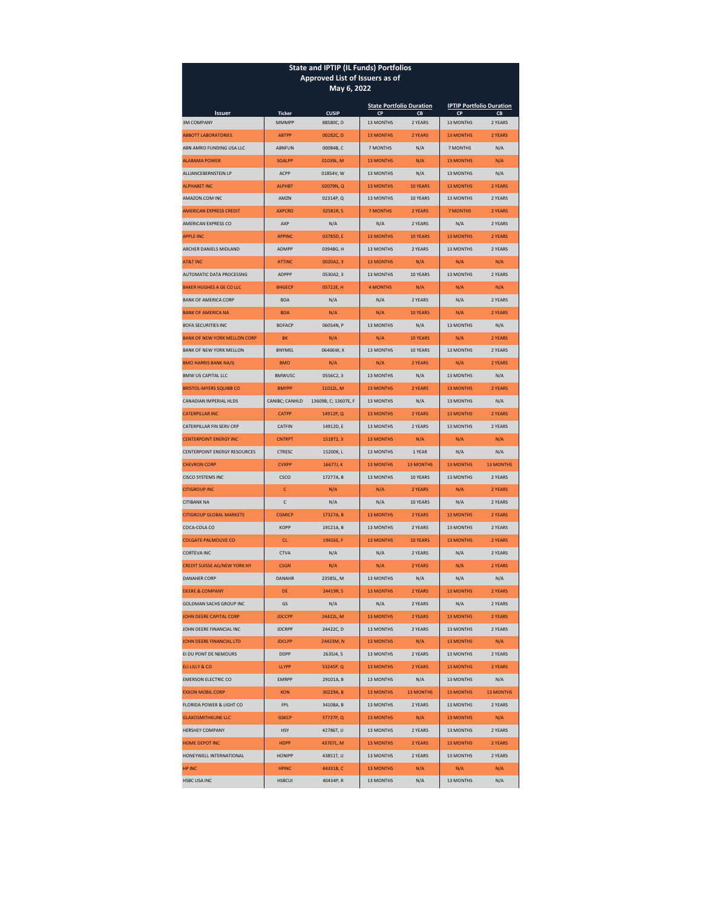# State and IPTIP (IL Funds) Portfolios
## Approved List of Issuers as of
## May 6, 2022

| Issuer | Ticker | CUSIP | State Portfolio Duration | | IPTIP Portfolio Duration | |
|---|---|---|---|---|---|---|
| | | | CP | CB | CP | CB |
| 3M COMPANY | MMMPP | 88580C, D | 13 MONTHS | 2 YEARS | 13 MONTHS | 2 YEARS |
| ABBOTT LABORATORIES | ABTPP | 00282C, D | 13 MONTHS | 2 YEARS | 13 MONTHS | 2 YEARS |
| ABN AMRO FUNDING USA LLC | ABNFUN | 00084B, C | 7 MONTHS | N/A | 7 MONTHS | N/A |
| ALABAMA POWER | SOALPP | 01039L, M | 13 MONTHS | N/A | 13 MONTHS | N/A |
| ALLIANCEBERNSTEIN LP | ACPP | 01854V, W | 13 MONTHS | N/A | 13 MONTHS | N/A |
| ALPHABET INC | ALPHBT | 02079N, Q | 13 MONTHS | 10 YEARS | 13 MONTHS | 2 YEARS |
| AMAZON.COM INC | AMZN | 02314P, Q | 13 MONTHS | 10 YEARS | 13 MONTHS | 2 YEARS |
| AMERICAN EXPRESS CREDIT | AXPCRD | 02581R, S | 7 MONTHS | 2 YEARS | 7 MONTHS | 2 YEARS |
| AMERICAN EXPRESS CO | AXP | N/A | N/A | 2 YEARS | N/A | 2 YEARS |
| APPLE INC | APPINC | 03785D, E | 13 MONTHS | 10 YEARS | 13 MONTHS | 2 YEARS |
| ARCHER DANIELS MIDLAND | ADMPP | 03948G, H | 13 MONTHS | 2 YEARS | 13 MONTHS | 2 YEARS |
| AT&T INC | ATTINC | 0020A2, 3 | 13 MONTHS | N/A | N/A | N/A |
| AUTOMATIC DATA PROCESSNG | ADPPP | 0530A2, 3 | 13 MONTHS | 10 YEARS | 13 MONTHS | 2 YEARS |
| BAKER HUGHES A GE CO LLC | BHGECP | 05722E, H | 4 MONTHS | N/A | N/A | N/A |
| BANK OF AMERICA CORP | BOA | N/A | N/A | 2 YEARS | N/A | 2 YEARS |
| BANK OF AMERICA NA | BOA | N/A | N/A | 10 YEARS | N/A | 2 YEARS |
| BOFA SECURITIES INC | BOFACP | 06054N, P | 13 MONTHS | N/A | 13 MONTHS | N/A |
| BANK OF NEW YORK MELLON CORP | BK | N/A | N/A | 10 YEARS | N/A | 2 YEARS |
| BANK OF NEW YORK MELLON | BNYMEL | 06406W, X | 13 MONTHS | 10 YEARS | 13 MONTHS | 2 YEARS |
| BMO HARRIS BANK NA/IL | BMO | N/A | N/A | 2 YEARS | N/A | 2 YEARS |
| BMW US CAPITAL LLC | BMWUSC | 0556C2, 3 | 13 MONTHS | N/A | 13 MONTHS | N/A |
| BRISTOL-MYERS SQUIBB CO | BMYPP | 11012L, M | 13 MONTHS | 2 YEARS | 13 MONTHS | 2 YEARS |
| CANADIAN IMPERIAL HLDS | CANIBC; CANHLD | 13609B, C; 13607E, F | 13 MONTHS | N/A | 13 MONTHS | N/A |
| CATERPILLAR INC | CATPP | 14912P, Q | 13 MONTHS | 2 YEARS | 13 MONTHS | 2 YEARS |
| CATERPILLAR FIN SERV CRP | CATFIN | 14912D, E | 13 MONTHS | 2 YEARS | 13 MONTHS | 2 YEARS |
| CENTERPOINT ENERGY INC | CNTRPT | 1518T2, 3 | 13 MONTHS | N/A | N/A | N/A |
| CENTERPOINT ENERGY RESOURCES | CTRESC | 15200K, L | 13 MONTHS | 1 YEAR | N/A | N/A |
| CHEVRON CORP | CVXPP | 16677J, K | 13 MONTHS | 13 MONTHS | 13 MONTHS | 13 MONTHS |
| CISCO SYSTEMS INC | CSCO | 17277A, B | 13 MONTHS | 10 YEARS | 13 MONTHS | 2 YEARS |
| CITIGROUP INC | C | N/A | N/A | 2 YEARS | N/A | 2 YEARS |
| CITIBANK NA | C | N/A | N/A | 10 YEARS | N/A | 2 YEARS |
| CITIGROUP GLOBAL MARKETS | CGMICP | 17327A, B | 13 MONTHS | 2 YEARS | 13 MONTHS | 2 YEARS |
| COCA-COLA CO | KOPP | 19121A, B | 13 MONTHS | 2 YEARS | 13 MONTHS | 2 YEARS |
| COLGATE-PALMOLIVE CO | CL | 19416E, F | 13 MONTHS | 10 YEARS | 13 MONTHS | 2 YEARS |
| CORTEVA INC | CTVA | N/A | N/A | 2 YEARS | N/A | 2 YEARS |
| CREDIT SUISSE AG/NEW YORK NY | CSGN | N/A | N/A | 2 YEARS | N/A | 2 YEARS |
| DANAHER CORP | DANAHR | 23585L, M | 13 MONTHS | N/A | N/A | N/A |
| DEERE & COMPANY | DE | 24419R, S | 13 MONTHS | 2 YEARS | 13 MONTHS | 2 YEARS |
| GOLDMAN SACHS GROUP INC | GS | N/A | N/A | 2 YEARS | N/A | 2 YEARS |
| JOHN DEERE CAPITAL CORP | JDCCPP | 24422L, M | 13 MONTHS | 2 YEARS | 13 MONTHS | 2 YEARS |
| JOHN DEERE FINANCIAL INC | JDCRPP | 24422C, D | 13 MONTHS | 2 YEARS | 13 MONTHS | 2 YEARS |
| JOHN DEERE FINANCIAL LTD | JDCLPP | 24423M, N | 13 MONTHS | N/A | 13 MONTHS | N/A |
| EI DU PONT DE NEMOURS | DDPP | 2635J4, 5 | 13 MONTHS | 2 YEARS | 13 MONTHS | 2 YEARS |
| ELI LILLY & CO | LLYPP | 53245P, Q | 13 MONTHS | 2 YEARS | 13 MONTHS | 2 YEARS |
| EMERSON ELECTRIC CO | EMRPP | 29101A, B | 13 MONTHS | N/A | 13 MONTHS | N/A |
| EXXON MOBIL CORP | XON | 30229A, B | 13 MONTHS | 13 MONTHS | 13 MONTHS | 13 MONTHS |
| FLORIDA POWER & LIGHT CO | FPL | 34108A, B | 13 MONTHS | 2 YEARS | 13 MONTHS | 2 YEARS |
| GLAXOSMITHKLINE LLC | GSKCP | 37737P, Q | 13 MONTHS | N/A | 13 MONTHS | N/A |
| HERSHEY COMPANY | HSY | 42786T, U | 13 MONTHS | 2 YEARS | 13 MONTHS | 2 YEARS |
| HOME DEPOT INC | HDPP | 43707L, M | 13 MONTHS | 2 YEARS | 13 MONTHS | 2 YEARS |
| HONEYWELL INTERNATIONAL | HONIPP | 43851T, U | 13 MONTHS | 2 YEARS | 13 MONTHS | 2 YEARS |
| HP INC | HPINC | 44331B, C | 13 MONTHS | N/A | N/A | N/A |
| HSBC USA INC | HSBCUI | 40434P, R | 13 MONTHS | N/A | 13 MONTHS | N/A |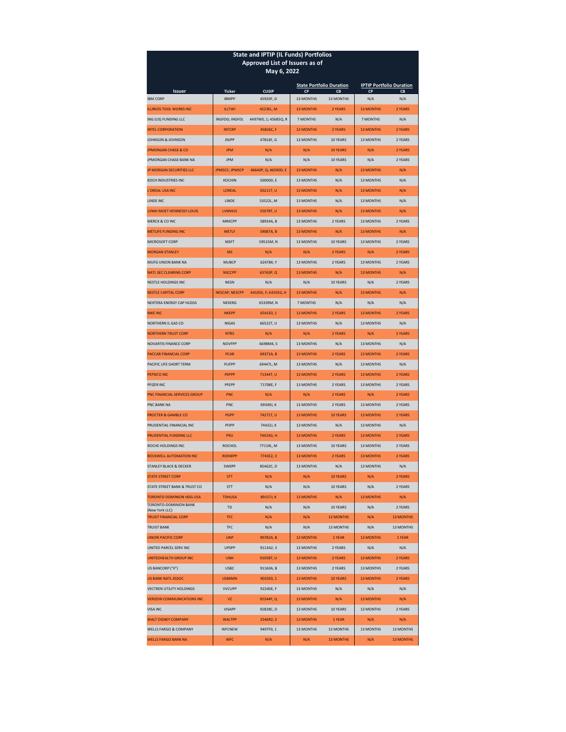# State and IPTIP (IL Funds) Portfolios
## Approved List of Issuers as of
## May 6, 2022

| Issuer | Ticker | CUSIP | State Portfolio Duration | | IPTIP Portfolio Duration | |
|---|---|---|---|---|---|---|
| | | | CP | CB | CP | CB |
| IBM CORP | IBMPP | 45920F, G | 13 MONTHS | 13 MONTHS | N/A | N/A |
| ILLINOIS TOOL WORKS INC | ILLTWI | 4523EL, M | 13 MONTHS | 2 YEARS | 13 MONTHS | 2 YEARS |
| ING (US) FUNDING LLC | INGFDG; INGFDL | 4497W0, 1; 45685Q, R | 7 MONTHS | N/A | 7 MONTHS | N/A |
| INTEL CORPORATION | INTCRP | 45826C, F | 13 MONTHS | 2 YEARS | 13 MONTHS | 2 YEARS |
| JOHNSON & JOHNSON | JNJPP | 47816F, G | 13 MONTHS | 10 YEARS | 13 MONTHS | 2 YEARS |
| JPMORGAN CHASE & CO | JPM | N/A | N/A | 10 YEARS | N/A | 2 YEARS |
| JPMORGAN CHASE BANK NA | JPM | N/A | N/A | 10 YEARS | N/A | 2 YEARS |
| JP MORGAN SECURITIES LLC | JPMSCC; JPMSCP | 46640P, Q; 46590D, E | 13 MONTHS | N/A | 13 MONTHS | N/A |
| KOCH INDUSTRIES INC | KOCHIN | 50000D, E | 13 MONTHS | N/A | 13 MONTHS | N/A |
| L'OREAL USA INC | LOREAL | 50211T, U | 13 MONTHS | N/A | 13 MONTHS | N/A |
| LINDE INC | LINDE | 53522L, M | 13 MONTHS | N/A | 13 MONTHS | N/A |
| LVMH MOET HENNESSY LOUIS | LVMHUS | 55078T, U | 13 MONTHS | N/A | 13 MONTHS | N/A |
| MERCK & CO INC | MRKCPP | 58934A, B | 13 MONTHS | 2 YEARS | 13 MONTHS | 2 YEARS |
| METLIFE FUNDING INC | METLF | 59087A, B | 13 MONTHS | N/A | 13 MONTHS | N/A |
| MICROSOFT CORP | MSFT | 59515M, N | 13 MONTHS | 10 YEARS | 13 MONTHS | 2 YEARS |
| MORGAN STANLEY | MS | N/A | N/A | 2 YEARS | N/A | 2 YEARS |
| MUFG UNION BANK NA | MUBCP | 62478X, Y | 13 MONTHS | 2 YEARS | 13 MONTHS | 2 YEARS |
| NATL SEC CLEARING CORP | NSCCPP | 63763P, Q | 13 MONTHS | N/A | 13 MONTHS | N/A |
| NESTLE HOLDINGS INC | NESN | N/A | N/A | 10 YEARS | N/A | 2 YEARS |
| NESTLE CAPITAL CORP | NESCAP; NESCPP | 64105E, F; 64105G, H | 13 MONTHS | N/A | 13 MONTHS | N/A |
| NEXTERA ENERGY CAP HLDGS | NEXERG | 65339M, N | 7 MONTHS | N/A | N/A | N/A |
| NIKE INC | NKEPP | 6541E0, 1 | 13 MONTHS | 2 YEARS | 13 MONTHS | 2 YEARS |
| NORTHERN IL GAS CO | NIGAS | 66522T, U | 13 MONTHS | N/A | 13 MONTHS | N/A |
| NORTHERN TRUST CORP | NTRS | N/A | N/A | 2 YEARS | N/A | 2 YEARS |
| NOVARTIS FINANCE CORP | NOVFPP | 6698M4, 5 | 13 MONTHS | N/A | 13 MONTHS | N/A |
| PACCAR FINANCIAL CORP | PCAR | 69372A, B | 13 MONTHS | 2 YEARS | 13 MONTHS | 2 YEARS |
| PACIFIC LIFE SHORT TERM | PLIFPP | 69447L, M | 13 MONTHS | N/A | 13 MONTHS | N/A |
| PEPSICO INC | PEPPP | 71344T, U | 13 MONTHS | 2 YEARS | 13 MONTHS | 2 YEARS |
| PFIZER INC | PFEPP | 71708E, F | 13 MONTHS | 2 YEARS | 13 MONTHS | 2 YEARS |
| PNC FINANCIAL SERVICES GROUP | PNC | N/A | N/A | 2 YEARS | N/A | 2 YEARS |
| PNC BANK NA | PNC | 69349J, K | 13 MONTHS | 2 YEARS | 13 MONTHS | 2 YEARS |
| PROCTER & GAMBLE CO | PGPP | 74271T, U | 13 MONTHS | 10 YEARS | 13 MONTHS | 2 YEARS |
| PRUDENTIAL FINANCIAL INC | PFIPP | 74432J, K | 13 MONTHS | N/A | 13 MONTHS | N/A |
| PRUDENTIAL FUNDING LLC | PRU | 74433G, H | 13 MONTHS | 2 YEARS | 13 MONTHS | 2 YEARS |
| ROCHE HOLDINGS INC | ROCHOL | 77119L, M | 13 MONTHS | 10 YEARS | 13 MONTHS | 2 YEARS |
| ROCKWELL AUTOMATION INC | ROKWPP | 7743E2, 3 | 13 MONTHS | 2 YEARS | 13 MONTHS | 2 YEARS |
| STANLEY BLACK & DECKER | SWKPP | 85462C, D | 13 MONTHS | N/A | 13 MONTHS | N/A |
| STATE STREET CORP | STT | N/A | N/A | 10 YEARS | N/A | 2 YEARS |
| STATE STREET BANK & TRUST CO | STT | N/A | N/A | 10 YEARS | N/A | 2 YEARS |
| TORONTO DOMINION HDG USA | TDHUSA | 89157J, K | 13 MONTHS | N/A | 13 MONTHS | N/A |
| TORONTO-DOMINION BANK (New York LLC) | TD | N/A | N/A | 10 YEARS | N/A | 2 YEARS |
| TRUIST FINANCIAL CORP | TFC | N/A | N/A | 13 MONTHS | N/A | 13 MONTHS |
| TRUIST BANK | TFC | N/A | N/A | 13 MONTHS | N/A | 13 MONTHS |
| UNION PACIFIC CORP | UNP | 90782A, B | 13 MONTHS | 1 YEAR | 13 MONTHS | 1 YEAR |
| UNITED PARCEL SERV INC | UPSPP | 9113A2, 3 | 13 MONTHS | 2 YEARS | N/A | N/A |
| UNITEDHEALTH GROUP INC | UNH | 91058T, U | 13 MONTHS | 2 YEARS | 13 MONTHS | 2 YEARS |
| US BANCORP ("II") | USBC | 91160A, B | 13 MONTHS | 2 YEARS | 13 MONTHS | 2 YEARS |
| US BANK NATL ASSOC | USBKMN | 9033E0, 1 | 13 MONTHS | 10 YEARS | 13 MONTHS | 2 YEARS |
| VECTREN UTILITY HOLDINGS | VVCUPP | 92240E, F | 13 MONTHS | N/A | N/A | N/A |
| VERIZON COMMUNICATIONS INC | VZ | 92344P, Q | 13 MONTHS | N/A | 13 MONTHS | N/A |
| VISA INC | VISAPP | 92828C, D | 13 MONTHS | 10 YEARS | 13 MONTHS | 2 YEARS |
| WALT DISNEY COMPANY | WALTPP | 2546R2, 3 | 13 MONTHS | 1 YEAR | N/A | N/A |
| WELLS FARGO & COMPANY | WFCNEW | 9497F0, 1 | 13 MONTHS | 13 MONTHS | 13 MONTHS | 13 MONTHS |
| WELLS FARGO BANK NA | WFC | N/A | N/A | 13 MONTHS | N/A | 13 MONTHS |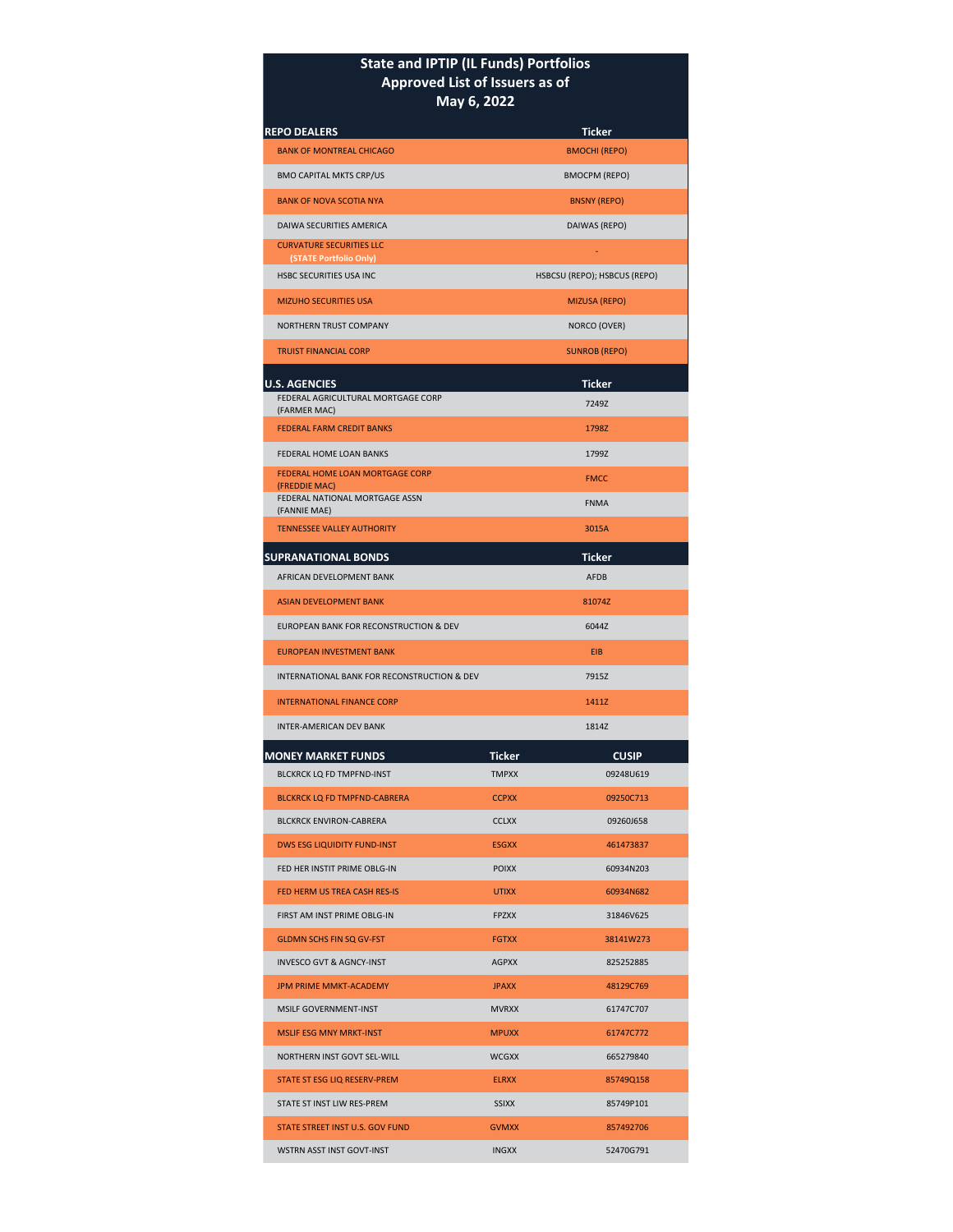# State and IPTIP (IL Funds) Portfolios Approved List of Issuers as of May 6, 2022

| REPO DEALERS | Ticker |
|---|---|
| BANK OF MONTREAL CHICAGO | BMOCHI (REPO) |
| BMO CAPITAL MKTS CRP/US | BMOCPM (REPO) |
| BANK OF NOVA SCOTIA NYA | BNSNY (REPO) |
| DAIWA SECURITIES AMERICA | DAIWAS (REPO) |
| CURVATURE SECURITIES LLC **(STATE Portfolio Only)** | - |
| HSBC SECURITIES USA INC | HSBCSU (REPO); HSBCUS (REPO) |
| MIZUHO SECURITIES USA | MIZUSA (REPO) |
| NORTHERN TRUST COMPANY | NORCO (OVER) |
| TRUIST FINANCIAL CORP | SUNROB (REPO) |

| U.S. AGENCIES | Ticker |
|---|---|
| FEDERAL AGRICULTURAL MORTGAGE CORP (FARMER MAC) | 7249Z |
| FEDERAL FARM CREDIT BANKS | 1798Z |
| FEDERAL HOME LOAN BANKS | 1799Z |
| FEDERAL HOME LOAN MORTGAGE CORP (FREDDIE MAC) | FMCC |
| FEDERAL NATIONAL MORTGAGE ASSN (FANNIE MAE) | FNMA |
| TENNESSEE VALLEY AUTHORITY | 3015A |

| SUPRANATIONAL BONDS | Ticker |
|---|---|
| AFRICAN DEVELOPMENT BANK | AFDB |
| ASIAN DEVELOPMENT BANK | 81074Z |
| EUROPEAN BANK FOR RECONSTRUCTION & DEV | 6044Z |
| EUROPEAN INVESTMENT BANK | EIB |
| INTERNATIONAL BANK FOR RECONSTRUCTION & DEV | 7915Z |
| INTERNATIONAL FINANCE CORP | 1411Z |
| INTER-AMERICAN DEV BANK | 1814Z |

| MONEY MARKET FUNDS | Ticker | CUSIP |
|---|---|---|
| BLCKRCK LQ FD TMPFND-INST | TMPXX | 09248U619 |
| BLCKRCK LQ FD TMPFND-CABRERA | CCPXX | 09250C713 |
| BLCKRCK ENVIRON-CABRERA | CCLXX | 09260J658 |
| DWS ESG LIQUIDITY FUND-INST | ESGXX | 461473837 |
| FED HER INSTIT PRIME OBLG-IN | POIXX | 60934N203 |
| FED HERM US TREA CASH RES-IS | UTIXX | 60934N682 |
| FIRST AM INST PRIME OBLG-IN | FPZXX | 31846V625 |
| GLDMN SCHS FIN SQ GV-FST | FGTXX | 38141W273 |
| INVESCO GVT & AGNCY-INST | AGPXX | 825252885 |
| JPM PRIME MMKT-ACADEMY | JPAXX | 48129C769 |
| MSILF GOVERNMENT-INST | MVRXX | 61747C707 |
| MSLIF ESG MNY MRKT-INST | MPUXX | 61747C772 |
| NORTHERN INST GOVT SEL-WILL | WCGXX | 665279840 |
| STATE ST ESG LIQ RESERV-PREM | ELRXX | 85749Q158 |
| STATE ST INST LIW RES-PREM | SSIXX | 85749P101 |
| STATE STREET INST U.S. GOV FUND | GVMXX | 857492706 |
| WSTRN ASST INST GOVT-INST | INGXX | 52470G791 |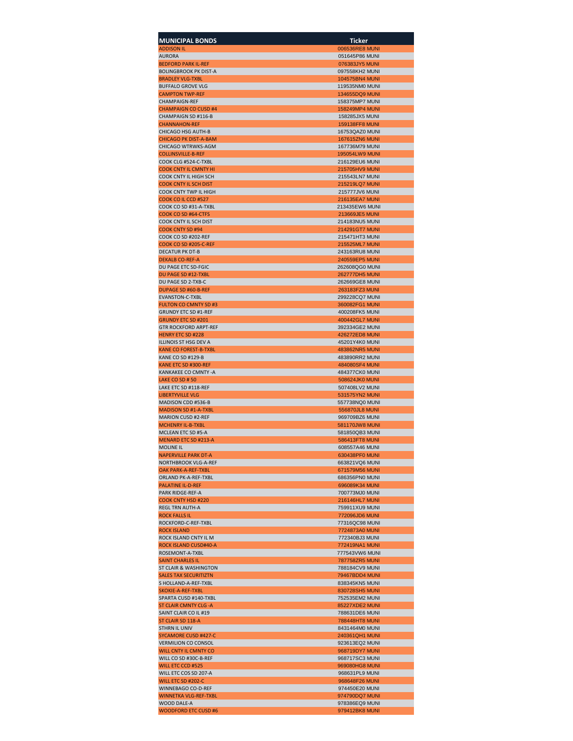| MUNICIPAL BONDS | Ticker |
|---|---|
| ADDISON IL | 006536RE8 MUNI |
| AURORA | 051645P86 MUNI |
| BEDFORD PARK IL-REF | 076383JY5 MUNI |
| BOLINGBROOK PK DIST-A | 097558KH2 MUNI |
| BRADLEY VLG-TXBL | 104575BN4 MUNI |
| BUFFALO GROVE VLG | 119535NM0 MUNI |
| CAMPTON TWP-REF | 134655DQ9 MUNI |
| CHAMPAIGN-REF | 158375MP7 MUNI |
| CHAMPAIGN CO CUSD #4 | 158249MP4 MUNI |
| CHAMPAIGN SD #116-B | 158285JX5 MUNI |
| CHANNAHON-REF | 159138FF8 MUNI |
| CHICAGO HSG AUTH-B | 16753QAZ0 MUNI |
| CHICAGO PK DIST-A-BAM | 167615ZN6 MUNI |
| CHICAGO WTRWKS-AGM | 167736M79 MUNI |
| COLLINSVILLE-B-REF | 195054LW9 MUNI |
| COOK CLG #524-C-TXBL | 216129EU6 MUNI |
| COOK CNTY IL CMNTY HI | 215705HV9 MUNI |
| COOK CNTY IL HIGH SCH | 215543LN7 MUNI |
| COOK CNTY IL SCH DIST | 215219LQ7 MUNI |
| COOK CNTY TWP IL HIGH | 215777JV6 MUNI |
| COOK CO IL CCD #527 | 216135EA7 MUNI |
| COOK CO SD #31-A-TXBL | 213435EW6 MUNI |
| COOK CO SD #64-CTFS | 213669JE5 MUNI |
| COOK CNTY IL SCH DIST | 214183NU5 MUNI |
| COOK CNTY SD #94 | 214291GT7 MUNI |
| COOK CO SD #202-REF | 215471HT3 MUNI |
| COOK CO SD #205-C-REF | 215525ML7 MUNI |
| DECATUR PK DT-B | 243163RU8 MUNI |
| DEKALB CO-REF-A | 240559EP5 MUNI |
| DU PAGE ETC SD-FGIC | 262608QG0 MUNI |
| DU PAGE SD #12-TXBL | 262777DH5 MUNI |
| DU PAGE SD 2-TXB-C | 262669GE8 MUNI |
| DUPAGE SD #60-B-REF | 263183FZ3 MUNI |
| EVANSTON-C-TXBL | 299228CQ7 MUNI |
| FULTON CO CMNTY SD #3 | 360082FG1 MUNI |
| GRUNDY ETC SD #1-REF | 400208FK5 MUNI |
| GRUNDY ETC SD #201 | 400442GL7 MUNI |
| GTR ROCKFORD ARPT-REF | 392334GE2 MUNI |
| HENRY ETC SD #228 | 426272ED8 MUNI |
| ILLINOIS ST HSG DEV A | 45201Y4K0 MUNI |
| KANE CO FOREST-B-TXBL | 483862NR5 MUNI |
| KANE CO SD #129-B | 483890RR2 MUNI |
| KANE ETC SD #300-REF | 484080SF4 MUNI |
| KANKAKEE CO CMNTY -A | 484377CK0 MUNI |
| LAKE CO SD # 50 | 508624JK0 MUNI |
| LAKE ETC SD #118-REF | 507408LV2 MUNI |
| LIBERTYVILLE VLG | 531575YN2 MUNI |
| MADISON CDD #536-B | 557738NQ0 MUNI |
| MADISON SD #1-A-TXBL | 556870JL8 MUNI |
| MARION CUSD #2-REF | 969709BZ6 MUNI |
| MCHENRY IL-B-TXBL | 581170JW8 MUNI |
| MCLEAN ETC SD #5-A | 581850QB3 MUNI |
| MENARD ETC SD #213-A | 586413FT8 MUNI |
| MOLINE IL | 608557A46 MUNI |
| NAPERVILLE PARK DT-A | 630438PF0 MUNI |
| NORTHBROOK VLG-A-REF | 663821VQ6 MUNI |
| OAK PARK-A-REF-TXBL | 671579M56 MUNI |
| ORLAND PK-A-REF-TXBL | 686356PN0 MUNI |
| PALATINE IL-D-REF | 696089K34 MUNI |
| PARK RIDGE-REF-A | 700773MJ0 MUNI |
| COOK CNTY HSD #220 | 216146HL7 MUNI |
| REGL TRN AUTH-A | 759911XU9 MUNI |
| ROCK FALLS IL | 772096JD6 MUNI |
| ROCKFORD-C-REF-TXBL | 77316QC98 MUNI |
| ROCK ISLAND | 7724873A0 MUNI |
| ROCK ISLAND CNTY IL M | 772340BJ3 MUNI |
| ROCK ISLAND CUSD#40-A | 772419NA1 MUNI |
| ROSEMONT-A-TXBL | 777543VW6 MUNI |
| SAINT CHARLES IL | 787758ZR5 MUNI |
| ST CLAIR & WASHINGTON | 788184CV9 MUNI |
| SALES TAX SECURITIZTN | 79467BDD4 MUNI |
| S HOLLAND-A-REF-TXBL | 838345KN5 MUNI |
| SKOKIE-A-REF-TXBL | 830728SH5 MUNI |
| SPARTA CUSD #140-TXBL | 752535EM2 MUNI |
| ST CLAIR CMNTY CLG -A | 85227XDE2 MUNI |
| SAINT CLAIR CO IL #19 | 788631DE6 MUNI |
| ST CLAIR SD 118-A | 788448HT8 MUNI |
| STHRN IL UNIV | 8431464M0 MUNI |
| SYCAMORE CUSD #427-C | 240361QH1 MUNI |
| VERMILION CO CONSOL | 923613EQ2 MUNI |
| WILL CNTY IL CMNTY CO | 968719DY7 MUNI |
| WILL CO SD #30C-B-REF | 968717SC3 MUNI |
| WILL ETC CCD #525 | 969080HG8 MUNI |
| WILL ETC COS SD 207-A | 968631PL9 MUNI |
| WILL ETC SD #202-C | 968648F26 MUNI |
| WINNEBAGO CO-D-REF | 974450E20 MUNI |
| WINNETKA VLG-REF-TXBL | 974790DQ7 MUNI |
| WOOD DALE-A | 978386EQ9 MUNI |
| WOODFORD ETC CUSD #6 | 979412BK8 MUNI |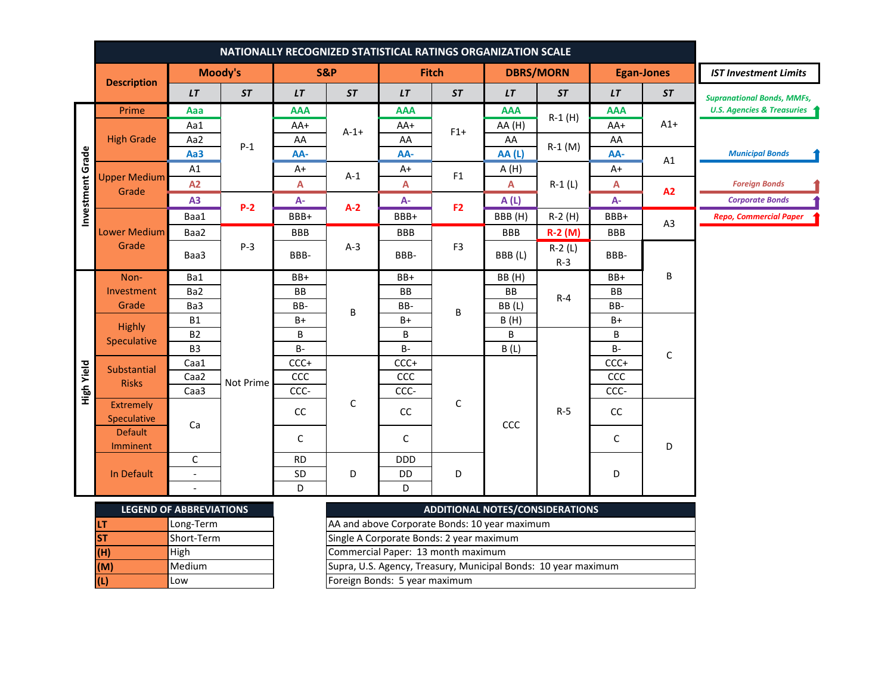# NATIONALLY RECOGNIZED STATISTICAL RATINGS ORGANIZATION SCALE

| | Description | Moody's | | S&P | | Fitch | | DBRS/MORN | | Egan-Jones | |
|---|---|---|---|---|---|---|---|---|---|---|---|
| | | LT | ST | LT | ST | LT | ST | LT | ST | LT | ST |
| Investment Grade | Prime | Aaa | P-1 | AAA | A-1+ | AAA | F1+ | AAA | R-1 (H) | AAA | A1+ |
| | High Grade | Aa1 | | AA+ | | AA+ | | AA (H) | | AA+ | |
| | | Aa2 | | AA | | AA | | AA | R-1 (M) | AA | |
| | | Aa3 | | AA- | | AA- | | AA (L) | | AA- | A1 |
| | Upper Medium Grade | A1 | | A+ | A-1 | A+ | F1 | A (H) | R-1 (L) | A+ | |
| | | A2 | | A | | A | | A | | A | A2 |
| | | A3 | P-2 | A- | A-2 | A- | F2 | A (L) | | A- | |
| | Lower Medium Grade | Baa1 | | BBB+ | | BBB+ | | BBB (H) | R-2 (H) | BBB+ | A3 |
| | | Baa2 | P-3 | BBB | A-3 | BBB | F3 | BBB | R-2 (M) | BBB | |
| | | Baa3 | | BBB- | | BBB- | | BBB (L) | R-2 (L) R-3 | BBB- | B |
| High Yield | Non-Investment Grade | Ba1 | Not Prime | BB+ | B | BB+ | B | BB (H) | R-4 | BB+ | |
| | | Ba2 | | BB | | BB | | BB | | BB | |
| | | Ba3 | | BB- | | BB- | | BB (L) | | BB- | |
| | Highly Speculative | B1 | | B+ | | B+ | | B (H) | | B+ | C |
| | | B2 | | B | | B | | B | R-5 | B | |
| | | B3 | | B- | | B- | | B (L) | | B- | |
| | Substantial Risks | Caa1 | | CCC+ | C | CCC+ | C | CCC | | CCC+ | |
| | | Caa2 | | CCC | | CCC | | | | CCC | |
| | | Caa3 | | CCC- | | CCC- | | | | CCC- | |
| | Extremely Speculative | Ca | | CC | | CC | | | | CC | D |
| | Default Imminent | | | C | | C | | | | C | |
| | In Default | C | | RD | D | DDD | D | | | D | |
| | | - | | SD | | DD | | | | | |
| | | - | | D | | D | | | | | |

**IST Investment Limits**

- *Supranational Bonds, MMFs, U.S. Agencies & Treasuries* — AAA / Aaa
- *Municipal Bonds* — AA- / Aa3 / AA (L)
- *Foreign Bonds* — A / A2
- *Corporate Bonds* — A- / A3 / A (L)
- *Repo, Commercial Paper* — P-2 / A-2 / F2 / R-2 (M) / A2

| LEGEND OF ABBREVIATIONS | |
|---|---|
| LT | Long-Term |
| ST | Short-Term |
| (H) | High |
| (M) | Medium |
| (L) | Low |

| ADDITIONAL NOTES/CONSIDERATIONS |
|---|
| AA and above Corporate Bonds: 10 year maximum |
| Single A Corporate Bonds: 2 year maximum |
| Commercial Paper: 13 month maximum |
| Supra, U.S. Agency, Treasury, Municipal Bonds: 10 year maximum |
| Foreign Bonds: 5 year maximum |